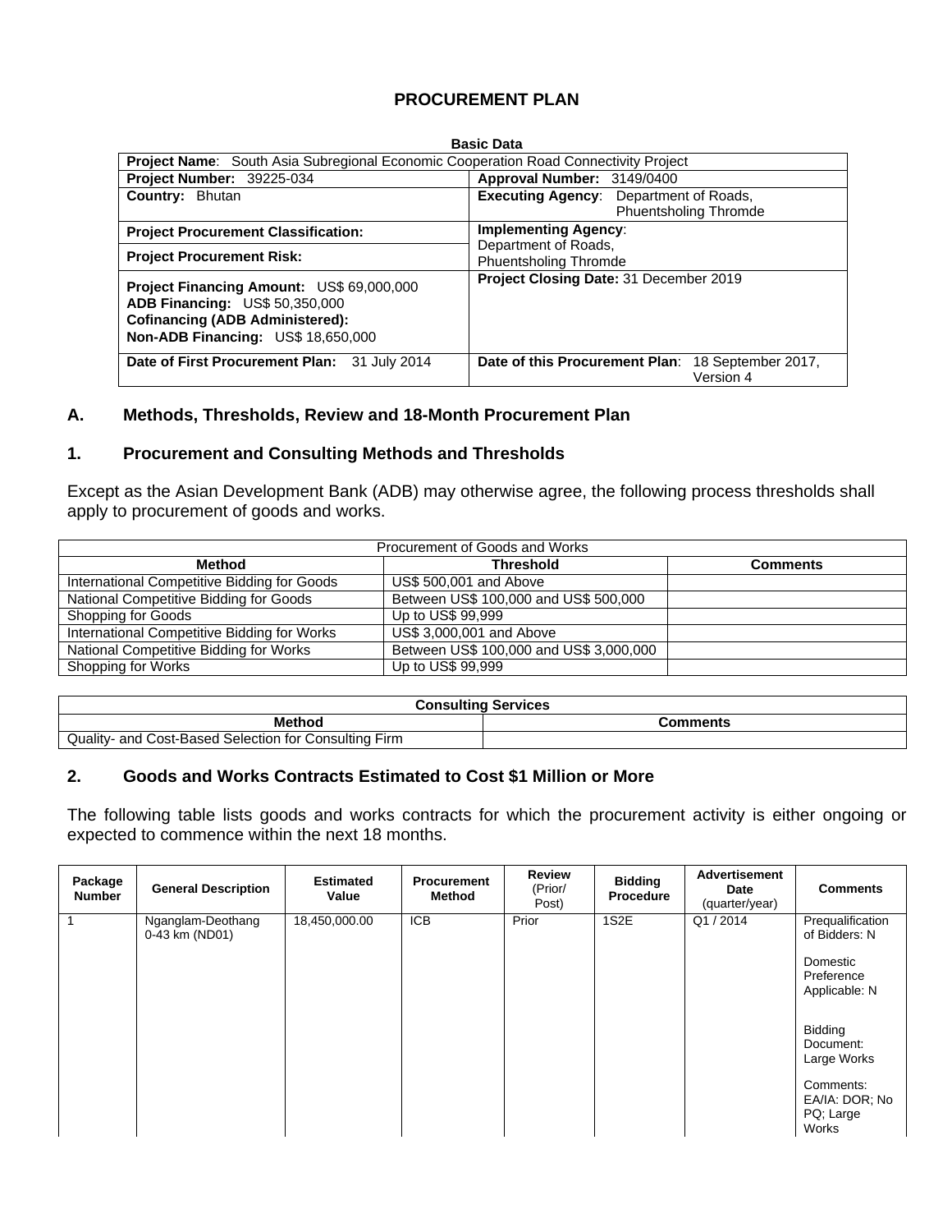# PROCUREMENT PLAN

**Basic Data**

| **Project Name**: South Asia Subregional Economic Cooperation Road Connectivity Project | |
|---|---|
| **Project Number:** 39225-034 | **Approval Number:** 3149/0400 |
| **Country:** Bhutan | **Executing Agency**: Department of Roads, Phuentsholing Thromde |
| **Project Procurement Classification:** | **Implementing Agency**: Department of Roads, Phuentsholing Thromde |
| **Project Procurement Risk:** | |
| **Project Financing Amount:** US$ 69,000,000<br>**ADB Financing:** US$ 50,350,000<br>**Cofinancing (ADB Administered):**<br>**Non-ADB Financing:** US$ 18,650,000 | **Project Closing Date:** 31 December 2019 |
| **Date of First Procurement Plan:** 31 July 2014 | **Date of this Procurement Plan**: 18 September 2017, Version 4 |

## A. Methods, Thresholds, Review and 18-Month Procurement Plan

### 1. Procurement and Consulting Methods and Thresholds

Except as the Asian Development Bank (ADB) may otherwise agree, the following process thresholds shall apply to procurement of goods and works.

| Procurement of Goods and Works | | |
|---|---|---|
| **Method** | **Threshold** | **Comments** |
| International Competitive Bidding for Goods | US$ 500,001 and Above | |
| National Competitive Bidding for Goods | Between US$ 100,000 and US$ 500,000 | |
| Shopping for Goods | Up to US$ 99,999 | |
| International Competitive Bidding for Works | US$ 3,000,001 and Above | |
| National Competitive Bidding for Works | Between US$ 100,000 and US$ 3,000,000 | |
| Shopping for Works | Up to US$ 99,999 | |

| **Consulting Services** | |
|---|---|
| **Method** | **Comments** |
| Quality- and Cost-Based Selection for Consulting Firm | |

### 2. Goods and Works Contracts Estimated to Cost $1 Million or More

The following table lists goods and works contracts for which the procurement activity is either ongoing or expected to commence within the next 18 months.

| Package Number | General Description | Estimated Value | Procurement Method | Review (Prior/ Post) | Bidding Procedure | Advertisement Date (quarter/year) | Comments |
|---|---|---|---|---|---|---|---|
| 1 | Nganglam-Deothang 0-43 km (ND01) | 18,450,000.00 | ICB | Prior | 1S2E | Q1 / 2014 | Prequalification of Bidders: N<br><br>Domestic Preference Applicable: N<br><br>Bidding Document: Large Works<br><br>Comments: EA/IA: DOR; No PQ; Large Works |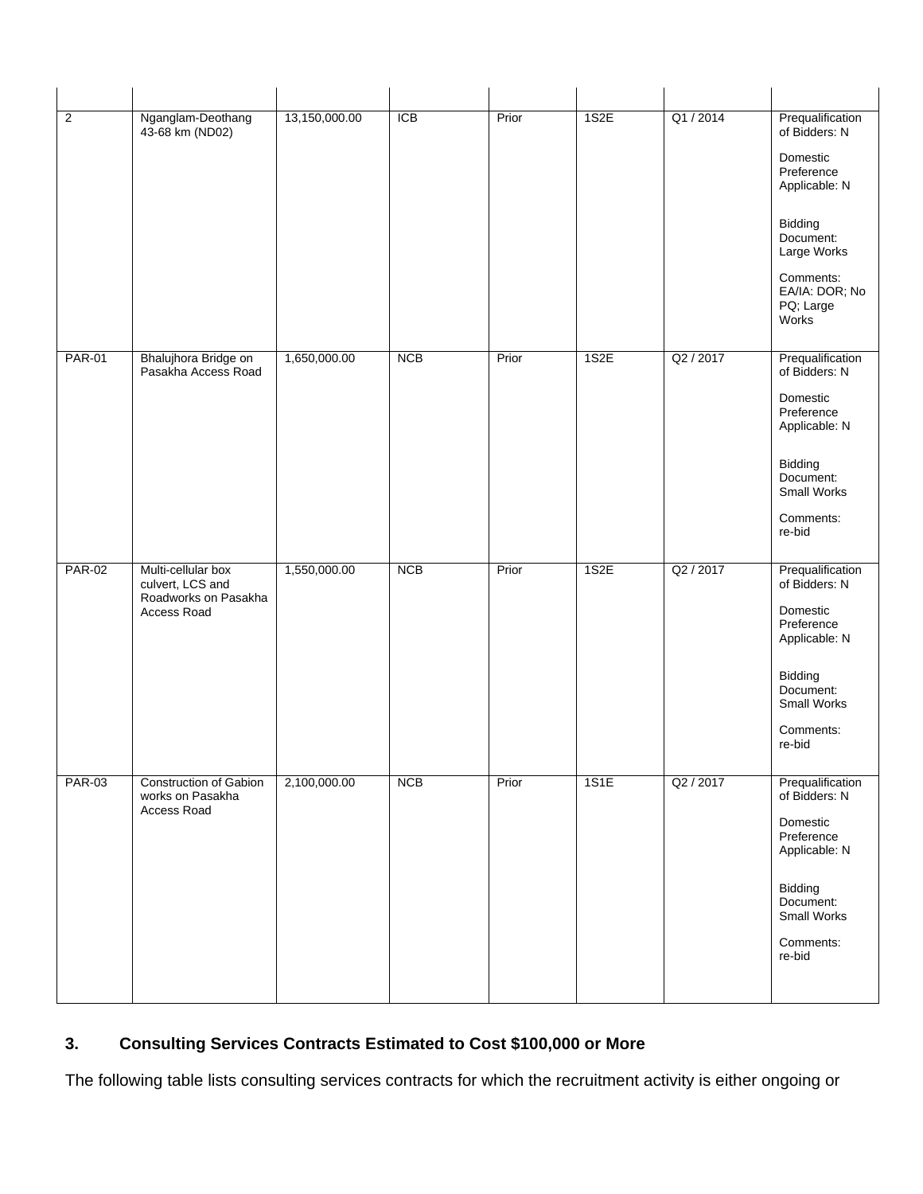| | | | | | | | |
|---|---|---|---|---|---|---|---|
| 2 | Nganglam-Deothang 43-68 km (ND02) | 13,150,000.00 | ICB | Prior | 1S2E | Q1 / 2014 | Prequalification of Bidders: N<br><br>Domestic Preference Applicable: N<br><br>Bidding Document: Large Works<br><br>Comments: EA/IA: DOR; No PQ; Large Works |
| PAR-01 | Bhalujhora Bridge on Pasakha Access Road | 1,650,000.00 | NCB | Prior | 1S2E | Q2 / 2017 | Prequalification of Bidders: N<br><br>Domestic Preference Applicable: N<br><br>Bidding Document: Small Works<br><br>Comments: re-bid |
| PAR-02 | Multi-cellular box culvert, LCS and Roadworks on Pasakha Access Road | 1,550,000.00 | NCB | Prior | 1S2E | Q2 / 2017 | Prequalification of Bidders: N<br><br>Domestic Preference Applicable: N<br><br>Bidding Document: Small Works<br><br>Comments: re-bid |
| PAR-03 | Construction of Gabion works on Pasakha Access Road | 2,100,000.00 | NCB | Prior | 1S1E | Q2 / 2017 | Prequalification of Bidders: N<br><br>Domestic Preference Applicable: N<br><br>Bidding Document: Small Works<br><br>Comments: re-bid |

### 3. Consulting Services Contracts Estimated to Cost $100,000 or More

The following table lists consulting services contracts for which the recruitment activity is either ongoing or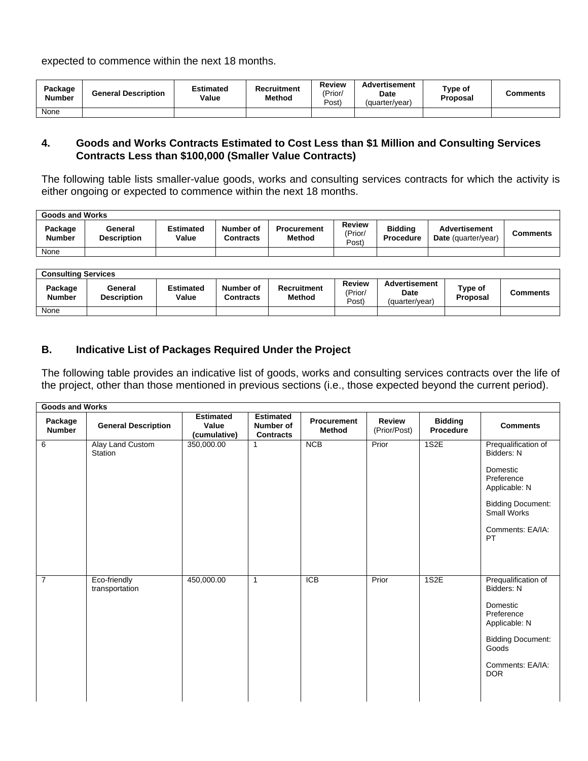expected to commence within the next 18 months.

| Package Number | General Description | Estimated Value | Recruitment Method | Review (Prior/ Post) | Advertisement Date (quarter/year) | Type of Proposal | Comments |
|---|---|---|---|---|---|---|---|
| None | | | | | | | |

### 4. Goods and Works Contracts Estimated to Cost Less than $1 Million and Consulting Services Contracts Less than $100,000 (Smaller Value Contracts)

The following table lists smaller-value goods, works and consulting services contracts for which the activity is either ongoing or expected to commence within the next 18 months.

| Goods and Works | | | | | | | | |
|---|---|---|---|---|---|---|---|---|
| Package Number | General Description | Estimated Value | Number of Contracts | Procurement Method | Review (Prior/ Post) | Bidding Procedure | Advertisement Date (quarter/year) | Comments |
| None | | | | | | | | |

| Consulting Services | | | | | | | | |
|---|---|---|---|---|---|---|---|---|
| Package Number | General Description | Estimated Value | Number of Contracts | Recruitment Method | Review (Prior/ Post) | Advertisement Date (quarter/year) | Type of Proposal | Comments |
| None | | | | | | | | |

## B. Indicative List of Packages Required Under the Project

The following table provides an indicative list of goods, works and consulting services contracts over the life of the project, other than those mentioned in previous sections (i.e., those expected beyond the current period).

| Goods and Works | | | | | | | |
|---|---|---|---|---|---|---|---|
| Package Number | General Description | Estimated Value (cumulative) | Estimated Number of Contracts | Procurement Method | Review (Prior/Post) | Bidding Procedure | Comments |
| 6 | Alay Land Custom Station | 350,000.00 | 1 | NCB | Prior | 1S2E | Prequalification of Bidders: N<br><br>Domestic Preference Applicable: N<br><br>Bidding Document: Small Works<br><br>Comments: EA/IA: PT |
| 7 | Eco-friendly transportation | 450,000.00 | 1 | ICB | Prior | 1S2E | Prequalification of Bidders: N<br><br>Domestic Preference Applicable: N<br><br>Bidding Document: Goods<br><br>Comments: EA/IA: DOR |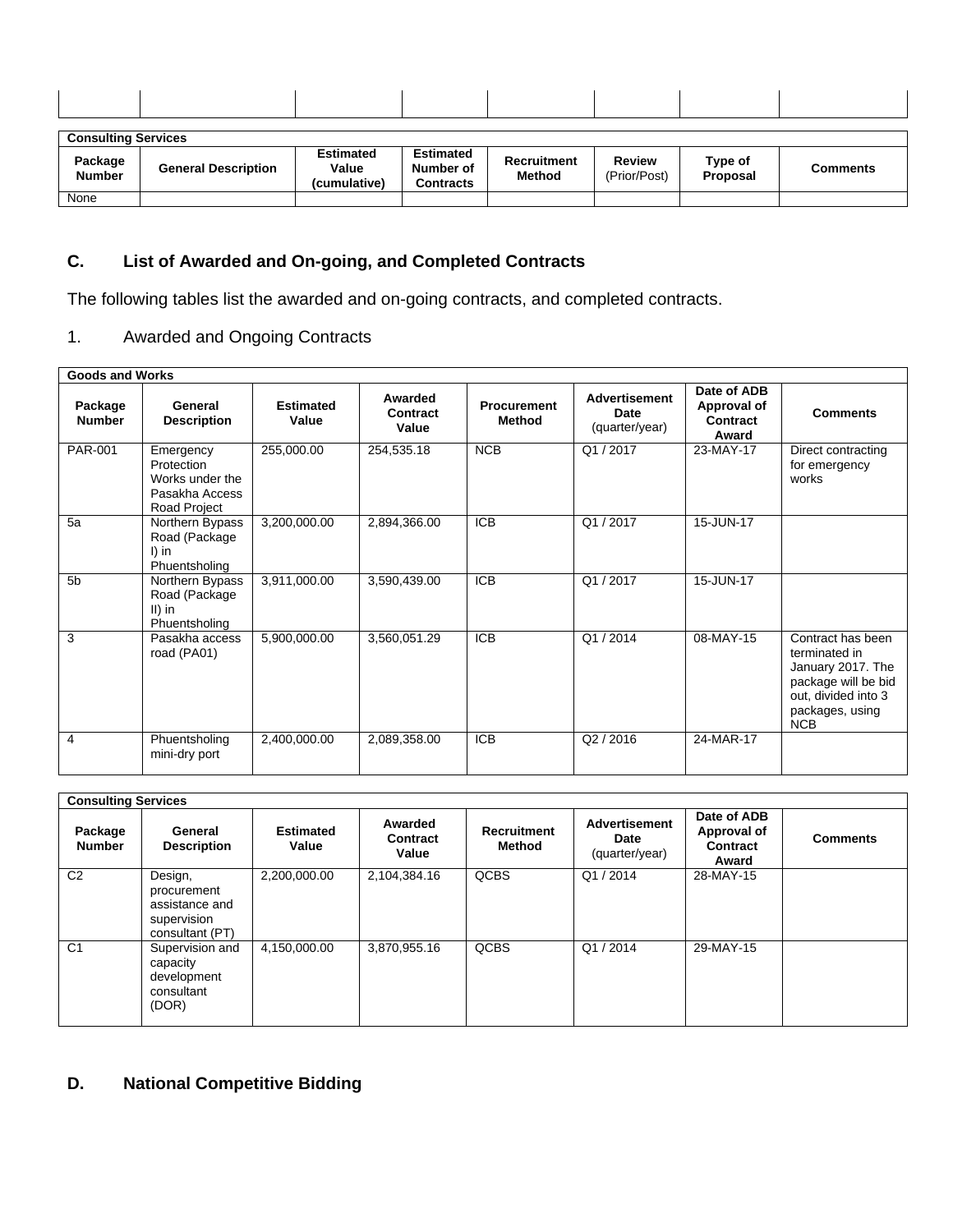| | | | | | | | |
|---|---|---|---|---|---|---|---|
| | | | | | | | |

| Consulting Services | | | | | | | |
|---|---|---|---|---|---|---|---|
| **Package Number** | **General Description** | **Estimated Value (cumulative)** | **Estimated Number of Contracts** | **Recruitment Method** | **Review** (Prior/Post) | **Type of Proposal** | **Comments** |
| None | | | | | | | |

## C. List of Awarded and On-going, and Completed Contracts

The following tables list the awarded and on-going contracts, and completed contracts.

### 1. Awarded and Ongoing Contracts

| Goods and Works | | | | | | | |
|---|---|---|---|---|---|---|---|
| **Package Number** | **General Description** | **Estimated Value** | **Awarded Contract Value** | **Procurement Method** | **Advertisement Date** (quarter/year) | **Date of ADB Approval of Contract Award** | **Comments** |
| PAR-001 | Emergency Protection Works under the Pasakha Access Road Project | 255,000.00 | 254,535.18 | NCB | Q1 / 2017 | 23-MAY-17 | Direct contracting for emergency works |
| 5a | Northern Bypass Road (Package I) in Phuentsholing | 3,200,000.00 | 2,894,366.00 | ICB | Q1 / 2017 | 15-JUN-17 | |
| 5b | Northern Bypass Road (Package II) in Phuentsholing | 3,911,000.00 | 3,590,439.00 | ICB | Q1 / 2017 | 15-JUN-17 | |
| 3 | Pasakha access road (PA01) | 5,900,000.00 | 3,560,051.29 | ICB | Q1 / 2014 | 08-MAY-15 | Contract has been terminated in January 2017. The package will be bid out, divided into 3 packages, using NCB |
| 4 | Phuentsholing mini-dry port | 2,400,000.00 | 2,089,358.00 | ICB | Q2 / 2016 | 24-MAR-17 | |

| Consulting Services | | | | | | | |
|---|---|---|---|---|---|---|---|
| **Package Number** | **General Description** | **Estimated Value** | **Awarded Contract Value** | **Recruitment Method** | **Advertisement Date** (quarter/year) | **Date of ADB Approval of Contract Award** | **Comments** |
| C2 | Design, procurement assistance and supervision consultant (PT) | 2,200,000.00 | 2,104,384.16 | QCBS | Q1 / 2014 | 28-MAY-15 | |
| C1 | Supervision and capacity development consultant (DOR) | 4,150,000.00 | 3,870,955.16 | QCBS | Q1 / 2014 | 29-MAY-15 | |

## D. National Competitive Bidding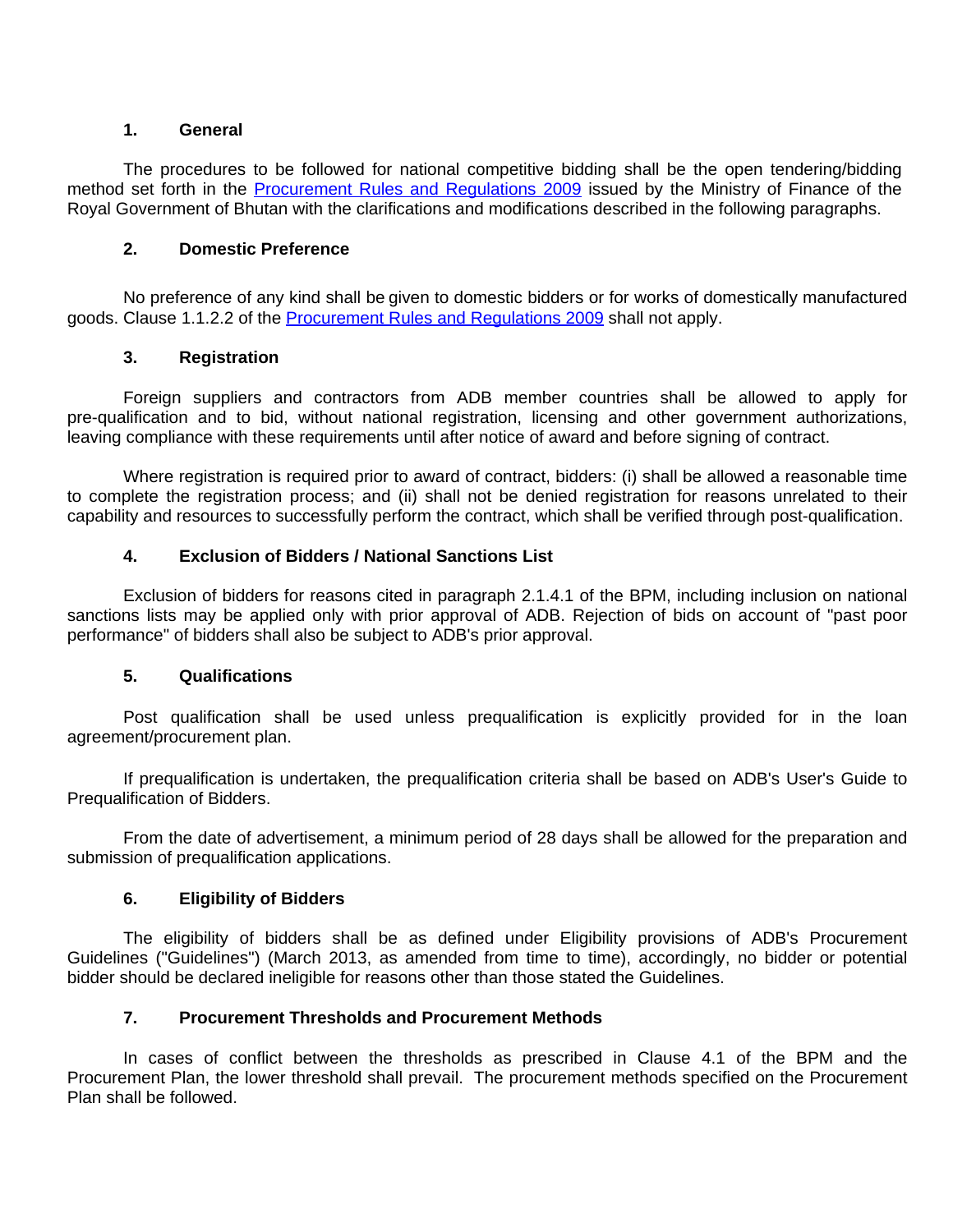## 1. General

The procedures to be followed for national competitive bidding shall be the open tendering/bidding method set forth in the Procurement Rules and Regulations 2009 issued by the Ministry of Finance of the Royal Government of Bhutan with the clarifications and modifications described in the following paragraphs.

## 2. Domestic Preference

No preference of any kind shall be given to domestic bidders or for works of domestically manufactured goods. Clause 1.1.2.2 of the Procurement Rules and Regulations 2009 shall not apply.

## 3. Registration

Foreign suppliers and contractors from ADB member countries shall be allowed to apply for pre-qualification and to bid, without national registration, licensing and other government authorizations, leaving compliance with these requirements until after notice of award and before signing of contract.

Where registration is required prior to award of contract, bidders: (i) shall be allowed a reasonable time to complete the registration process; and (ii) shall not be denied registration for reasons unrelated to their capability and resources to successfully perform the contract, which shall be verified through post-qualification.

## 4. Exclusion of Bidders / National Sanctions List

Exclusion of bidders for reasons cited in paragraph 2.1.4.1 of the BPM, including inclusion on national sanctions lists may be applied only with prior approval of ADB. Rejection of bids on account of "past poor performance" of bidders shall also be subject to ADB's prior approval.

## 5. Qualifications

Post qualification shall be used unless prequalification is explicitly provided for in the loan agreement/procurement plan.

If prequalification is undertaken, the prequalification criteria shall be based on ADB's User's Guide to Prequalification of Bidders.

From the date of advertisement, a minimum period of 28 days shall be allowed for the preparation and submission of prequalification applications.

## 6. Eligibility of Bidders

The eligibility of bidders shall be as defined under Eligibility provisions of ADB's Procurement Guidelines ("Guidelines") (March 2013, as amended from time to time), accordingly, no bidder or potential bidder should be declared ineligible for reasons other than those stated the Guidelines.

## 7. Procurement Thresholds and Procurement Methods

In cases of conflict between the thresholds as prescribed in Clause 4.1 of the BPM and the Procurement Plan, the lower threshold shall prevail. The procurement methods specified on the Procurement Plan shall be followed.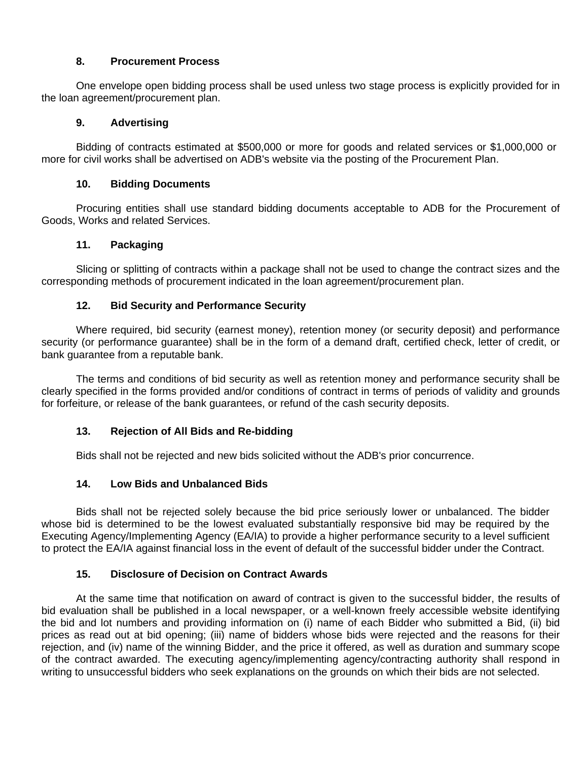### 8. Procurement Process

One envelope open bidding process shall be used unless two stage process is explicitly provided for in the loan agreement/procurement plan.

### 9. Advertising

Bidding of contracts estimated at $500,000 or more for goods and related services or $1,000,000 or more for civil works shall be advertised on ADB's website via the posting of the Procurement Plan.

### 10. Bidding Documents

Procuring entities shall use standard bidding documents acceptable to ADB for the Procurement of Goods, Works and related Services.

### 11. Packaging

Slicing or splitting of contracts within a package shall not be used to change the contract sizes and the corresponding methods of procurement indicated in the loan agreement/procurement plan.

### 12. Bid Security and Performance Security

Where required, bid security (earnest money), retention money (or security deposit) and performance security (or performance guarantee) shall be in the form of a demand draft, certified check, letter of credit, or bank guarantee from a reputable bank.

The terms and conditions of bid security as well as retention money and performance security shall be clearly specified in the forms provided and/or conditions of contract in terms of periods of validity and grounds for forfeiture, or release of the bank guarantees, or refund of the cash security deposits.

### 13. Rejection of All Bids and Re-bidding

Bids shall not be rejected and new bids solicited without the ADB's prior concurrence.

### 14. Low Bids and Unbalanced Bids

Bids shall not be rejected solely because the bid price seriously lower or unbalanced. The bidder whose bid is determined to be the lowest evaluated substantially responsive bid may be required by the Executing Agency/Implementing Agency (EA/IA) to provide a higher performance security to a level sufficient to protect the EA/IA against financial loss in the event of default of the successful bidder under the Contract.

### 15. Disclosure of Decision on Contract Awards

At the same time that notification on award of contract is given to the successful bidder, the results of bid evaluation shall be published in a local newspaper, or a well-known freely accessible website identifying the bid and lot numbers and providing information on (i) name of each Bidder who submitted a Bid, (ii) bid prices as read out at bid opening; (iii) name of bidders whose bids were rejected and the reasons for their rejection, and (iv) name of the winning Bidder, and the price it offered, as well as duration and summary scope of the contract awarded. The executing agency/implementing agency/contracting authority shall respond in writing to unsuccessful bidders who seek explanations on the grounds on which their bids are not selected.